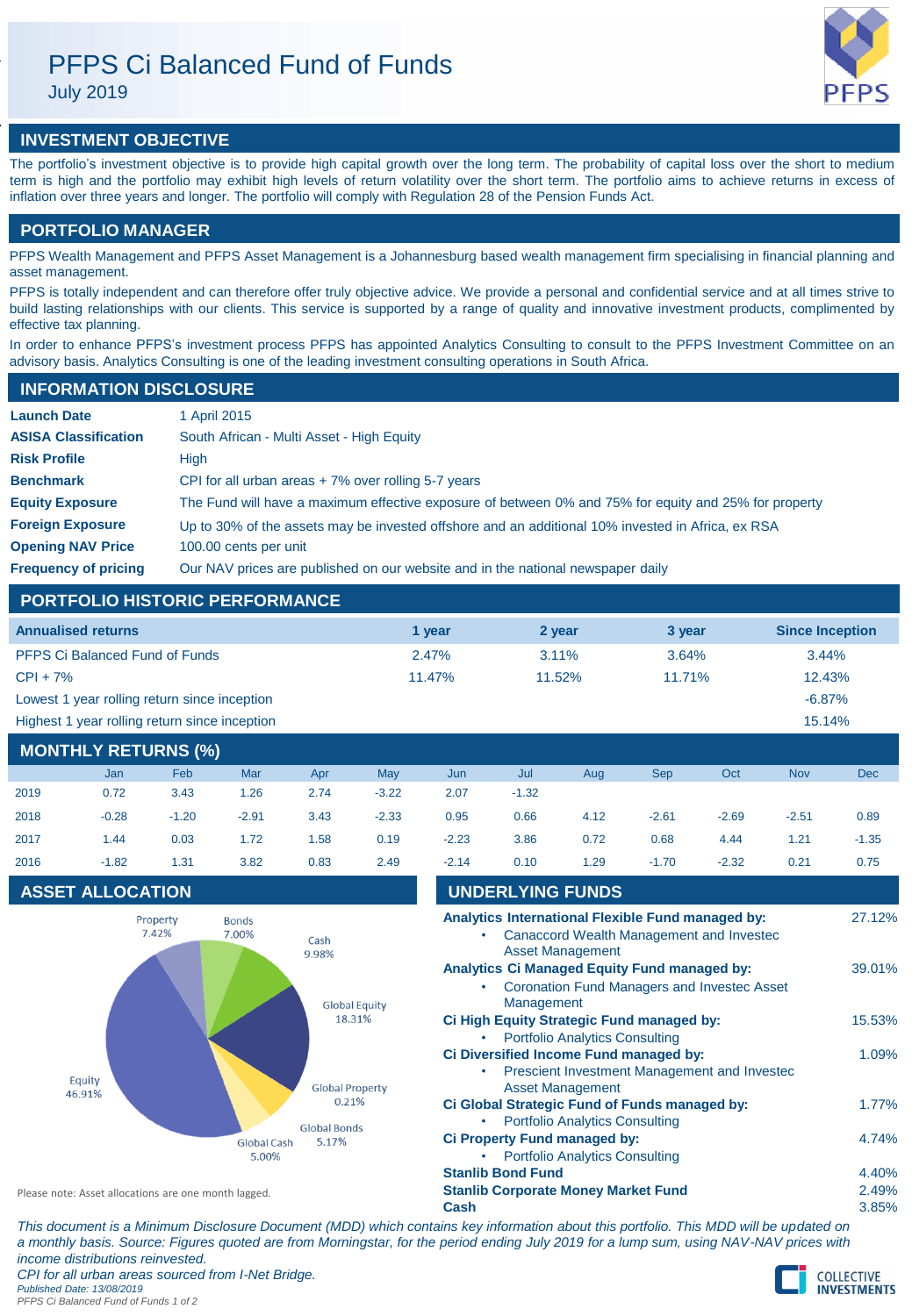# PFPS Ci Balanced Fund of Funds

July 2019

## INVESTMENT OBJECTIVE

The portfolio's investment objective is to provide high capital growth over the long term. The probability of capital loss over the short to medium term is high and the portfolio may exhibit high levels of return volatility over the short term. The portfolio aims to achieve returns in excess of inflation over three years and longer. The portfolio will comply with Regulation 28 of the Pension Funds Act.

## PORTFOLIO MANAGER

PFPS Wealth Management and PFPS Asset Management is a Johannesburg based wealth management firm specialising in financial planning and asset management.

PFPS is totally independent and can therefore offer truly objective advice. We provide a personal and confidential service and at all times strive to build lasting relationships with our clients. This service is supported by a range of quality and innovative investment products, complimented by effective tax planning.

In order to enhance PFPS's investment process PFPS has appointed Analytics Consulting to consult to the PFPS Investment Committee on an advisory basis. Analytics Consulting is one of the leading investment consulting operations in South Africa.

## INFORMATION DISCLOSURE

| | |
|---|---|
| **Launch Date** | 1 April 2015 |
| **ASISA Classification** | South African - Multi Asset - High Equity |
| **Risk Profile** | High |
| **Benchmark** | CPI for all urban areas + 7% over rolling 5-7 years |
| **Equity Exposure** | The Fund will have a maximum effective exposure of between 0% and 75% for equity and 25% for property |
| **Foreign Exposure** | Up to 30% of the assets may be invested offshore and an additional 10% invested in Africa, ex RSA |
| **Opening NAV Price** | 100.00 cents per unit |
| **Frequency of pricing** | Our NAV prices are published on our website and in the national newspaper daily |

## PORTFOLIO HISTORIC PERFORMANCE

| Annualised returns | 1 year | 2 year | 3 year | Since Inception |
|---|---|---|---|---|
| PFPS Ci Balanced Fund of Funds | 2.47% | 3.11% | 3.64% | 3.44% |
| CPI + 7% | 11.47% | 11.52% | 11.71% | 12.43% |
| Lowest 1 year rolling return since inception | | | | -6.87% |
| Highest 1 year rolling return since inception | | | | 15.14% |

## MONTHLY RETURNS (%)

| | Jan | Feb | Mar | Apr | May | Jun | Jul | Aug | Sep | Oct | Nov | Dec |
|---|---|---|---|---|---|---|---|---|---|---|---|---|
| 2019 | 0.72 | 3.43 | 1.26 | 2.74 | -3.22 | 2.07 | -1.32 | | | | | |
| 2018 | -0.28 | -1.20 | -2.91 | 3.43 | -2.33 | 0.95 | 0.66 | 4.12 | -2.61 | -2.69 | -2.51 | 0.89 |
| 2017 | 1.44 | 0.03 | 1.72 | 1.58 | 0.19 | -2.23 | 3.86 | 0.72 | 0.68 | 4.44 | 1.21 | -1.35 |
| 2016 | -1.82 | 1.31 | 3.82 | 0.83 | 2.49 | -2.14 | 0.10 | 1.29 | -1.70 | -2.32 | 0.21 | 0.75 |

## ASSET ALLOCATION

| Asset | Allocation |
|---|---|
| Property | 7.42% |
| Bonds | 7.00% |
| Cash | 9.98% |
| Global Equity | 18.31% |
| Global Property | 0.21% |
| Global Bonds | 5.17% |
| Global Cash | 5.00% |
| Equity | 46.91% |

Please note: Asset allocations are one month lagged.

## UNDERLYING FUNDS

| Fund | Weight |
|---|---|
| **Analytics International Flexible Fund managed by:** • Canaccord Wealth Management and Investec Asset Management | 27.12% |
| **Analytics Ci Managed Equity Fund managed by:** • Coronation Fund Managers and Investec Asset Management | 39.01% |
| **Ci High Equity Strategic Fund managed by:** • Portfolio Analytics Consulting | 15.53% |
| **Ci Diversified Income Fund managed by:** • Prescient Investment Management and Investec Asset Management | 1.09% |
| **Ci Global Strategic Fund of Funds managed by:** • Portfolio Analytics Consulting | 1.77% |
| **Ci Property Fund managed by:** • Portfolio Analytics Consulting | 4.74% |
| **Stanlib Bond Fund** | 4.40% |
| **Stanlib Corporate Money Market Fund** | 2.49% |
| **Cash** | 3.85% |

*This document is a Minimum Disclosure Document (MDD) which contains key information about this portfolio. This MDD will be updated on a monthly basis. Source: Figures quoted are from Morningstar, for the period ending July 2019 for a lump sum, using NAV-NAV prices with income distributions reinvested.*

*CPI for all urban areas sourced from I-Net Bridge.*

*Published Date: 13/08/2019*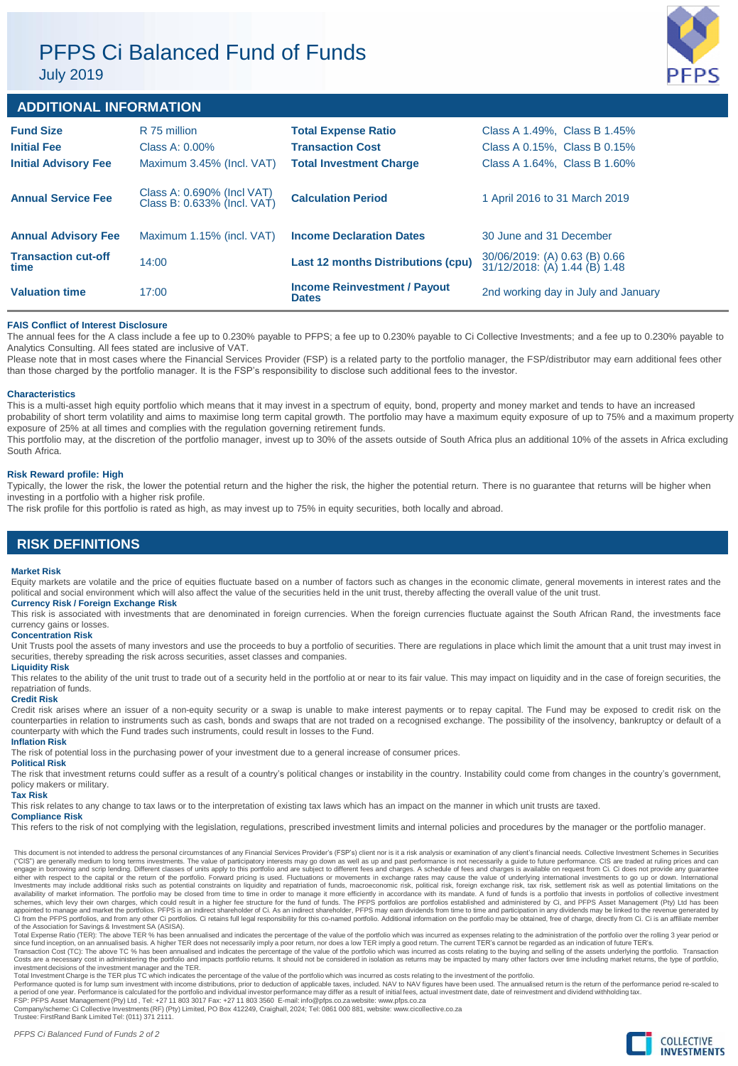# PFPS Ci Balanced Fund of Funds

July 2019

## ADDITIONAL INFORMATION

| | | | |
|---|---|---|---|
| **Fund Size** | R 75 million | **Total Expense Ratio** | Class A 1.49%, Class B 1.45% |
| **Initial Fee** | Class A: 0.00% | **Transaction Cost** | Class A 0.15%, Class B 0.15% |
| **Initial Advisory Fee** | Maximum 3.45% (Incl. VAT) | **Total Investment Charge** | Class A 1.64%, Class B 1.60% |
| **Annual Service Fee** | Class A: 0.690% (Incl VAT) Class B: 0.633% (Incl. VAT) | **Calculation Period** | 1 April 2016 to 31 March 2019 |
| **Annual Advisory Fee** | Maximum 1.15% (incl. VAT) | **Income Declaration Dates** | 30 June and 31 December |
| **Transaction cut-off time** | 14:00 | **Last 12 months Distributions (cpu)** | 30/06/2019: (A) 0.63 (B) 0.66 31/12/2018: (A) 1.44 (B) 1.48 |
| **Valuation time** | 17:00 | **Income Reinvestment / Payout Dates** | 2nd working day in July and January |

### FAIS Conflict of Interest Disclosure

The annual fees for the A class include a fee up to 0.230% payable to PFPS; a fee up to 0.230% payable to Ci Collective Investments; and a fee up to 0.230% payable to Analytics Consulting. All fees stated are inclusive of VAT.

Please note that in most cases where the Financial Services Provider (FSP) is a related party to the portfolio manager, the FSP/distributor may earn additional fees other than those charged by the portfolio manager. It is the FSP's responsibility to disclose such additional fees to the investor.

### Characteristics

This is a multi-asset high equity portfolio which means that it may invest in a spectrum of equity, bond, property and money market and tends to have an increased probability of short term volatility and aims to maximise long term capital growth. The portfolio may have a maximum equity exposure of up to 75% and a maximum property exposure of 25% at all times and complies with the regulation governing retirement funds.

This portfolio may, at the discretion of the portfolio manager, invest up to 30% of the assets outside of South Africa plus an additional 10% of the assets in Africa excluding South Africa.

### Risk Reward profile: High

Typically, the lower the risk, the lower the potential return and the higher the risk, the higher the potential return. There is no guarantee that returns will be higher when investing in a portfolio with a higher risk profile.

The risk profile for this portfolio is rated as high, as may invest up to 75% in equity securities, both locally and abroad.

## RISK DEFINITIONS

**Market Risk**

Equity markets are volatile and the price of equities fluctuate based on a number of factors such as changes in the economic climate, general movements in interest rates and the political and social environment which will also affect the value of the securities held in the unit trust, thereby affecting the overall value of the unit trust.

**Currency Risk / Foreign Exchange Risk**

This risk is associated with investments that are denominated in foreign currencies. When the foreign currencies fluctuate against the South African Rand, the investments face currency gains or losses.

**Concentration Risk**

Unit Trusts pool the assets of many investors and use the proceeds to buy a portfolio of securities. There are regulations in place which limit the amount that a unit trust may invest in securities, thereby spreading the risk across securities, asset classes and companies.

**Liquidity Risk**

This relates to the ability of the unit trust to trade out of a security held in the portfolio at or near to its fair value. This may impact on liquidity and in the case of foreign securities, the repatriation of funds.

**Credit Risk**

Credit risk arises where an issuer of a non-equity security or a swap is unable to make interest payments or to repay capital. The Fund may be exposed to credit risk on the counterparties in relation to instruments such as cash, bonds and swaps that are not traded on a recognised exchange. The possibility of the insolvency, bankruptcy or default of a counterparty with which the Fund trades such instruments, could result in losses to the Fund.

**Inflation Risk**

The risk of potential loss in the purchasing power of your investment due to a general increase of consumer prices.

**Political Risk**

The risk that investment returns could suffer as a result of a country's political changes or instability in the country. Instability could come from changes in the country's government, policy makers or military.

**Tax Risk**

This risk relates to any change to tax laws or to the interpretation of existing tax laws which has an impact on the manner in which unit trusts are taxed.

**Compliance Risk**

This refers to the risk of not complying with the legislation, regulations, prescribed investment limits and internal policies and procedures by the manager or the portfolio manager.

This document is not intended to address the personal circumstances of any Financial Services Provider's (FSP's) client nor is it a risk analysis or examination of any client's financial needs. Collective Investment Schemes in Securities ("CIS") are generally medium to long terms investments. The value of participatory interests may go down as well as up and past performance is not necessarily a guide to future performance. CIS are traded at ruling prices and can engage in borrowing and scrip lending. Different classes of units apply to this portfolio and are subject to different fees and charges. A schedule of fees and charges is available on request from Ci. Ci does not provide any guarantee either with respect to the capital or the return of the portfolio. Forward pricing is used. Fluctuations or movements in exchange rates may cause the value of underlying international investments to go up or down. International Investments may include additional risks such as potential constraints on liquidity and repatriation of funds, macroeconomic risk, political risk, foreign exchange risk, tax risk, settlement risk as well as potential limitations on the availability of market information. The portfolio may be closed from time to time in order to manage it more efficiently in accordance with its mandate. A fund of funds is a portfolio that invests in portfolios of collective investment schemes, which levy their own charges, which could result in a higher fee structure for the fund of funds. The PFPS portfolios are portfolios established and administered by Ci, and PFPS Asset Management (Pty) Ltd has been appointed to manage and market the portfolios. PFPS is an indirect shareholder of Ci. As an indirect shareholder, PFPS may earn dividends from time to time and participation in any dividends may be linked to the revenue generated by Ci from the PFPS portfolios, and from any other Ci portfolios. Ci retains full legal responsibility for this co-named portfolio. Additional information on the portfolio may be obtained, free of charge, directly from Ci. Ci is an affiliate member of the Association for Savings & Investment SA (ASISA).

Total Expense Ratio (TER): The above TER % has been annualised and indicates the percentage of the value of the portfolio which was incurred as expenses relating to the administration of the portfolio over the rolling 3 year period or since fund inception, on an annualised basis. A higher TER does not necessarily imply a poor return, nor does a low TER imply a good return. The current TER's cannot be regarded as an indication of future TER's.

Transaction Cost (TC): The above TC % has been annualised and indicates the percentage of the value of the portfolio which was incurred as costs relating to the buying and selling of the assets underlying the portfolio. Transaction Costs are a necessary cost in administering the portfolio and impacts portfolio returns. It should not be considered in isolation as returns may be impacted by many other factors over time including market returns, the type of portfolio, investment decisions of the investment manager and the TER.

Total Investment Charge is the TER plus TC which indicates the percentage of the value of the portfolio which was incurred as costs relating to the investment of the portfolio.

Performance quoted is for lump sum investment with income distributions, prior to deduction of applicable taxes, included. NAV to NAV figures have been used. The annualised return is the return of the performance period re-scaled to a period of one year. Performance is calculated for the portfolio and individual investor performance may differ as a result of initial fees, actual investment date, date of reinvestment and dividend withholding tax.

FSP: PFPS Asset Management (Pty) Ltd , Tel: +27 11 803 3017 Fax: +27 11 803 3560 E-mail: info@pfps.co.za website: www.pfps.co.za

Company/scheme: Ci Collective Investments (RF) (Pty) Limited, PO Box 412249, Craighall, 2024; Tel: 0861 000 881, website: www.cicollective.co.za

Trustee: FirstRand Bank Limited Tel: (011) 371 2111.